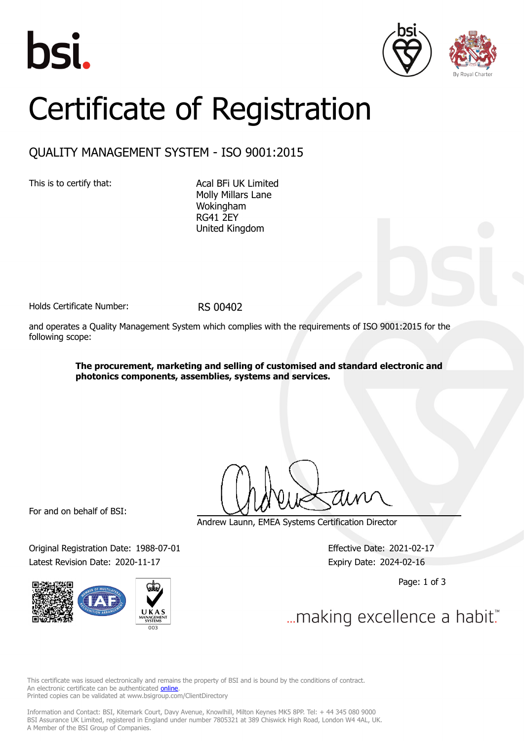# Certificate of Registration

## QUALITY MANAGEMENT SYSTEM - ISO 9001:2015

This is to certify that:

Acal BFi UK Limited
Molly Millars Lane
Wokingham
RG41 2EY
United Kingdom

Holds Certificate Number: RS 00402

and operates a Quality Management System which complies with the requirements of ISO 9001:2015 for the following scope:

**The procurement, marketing and selling of customised and standard electronic and photonics components, assemblies, systems and services.**

For and on behalf of BSI:

Andrew Launn, EMEA Systems Certification Director

Original Registration Date: 1988-07-01

Latest Revision Date: 2020-11-17

Effective Date: 2021-02-17

Expiry Date: 2024-02-16

...making excellence a habit.™

This certificate was issued electronically and remains the property of BSI and is bound by the conditions of contract.
An electronic certificate can be authenticated online.
Printed copies can be validated at www.bsigroup.com/ClientDirectory

Information and Contact: BSI, Kitemark Court, Davy Avenue, Knowlhill, Milton Keynes MK5 8PP. Tel: + 44 345 080 9000
BSI Assurance UK Limited, registered in England under number 7805321 at 389 Chiswick High Road, London W4 4AL, UK.
A Member of the BSI Group of Companies.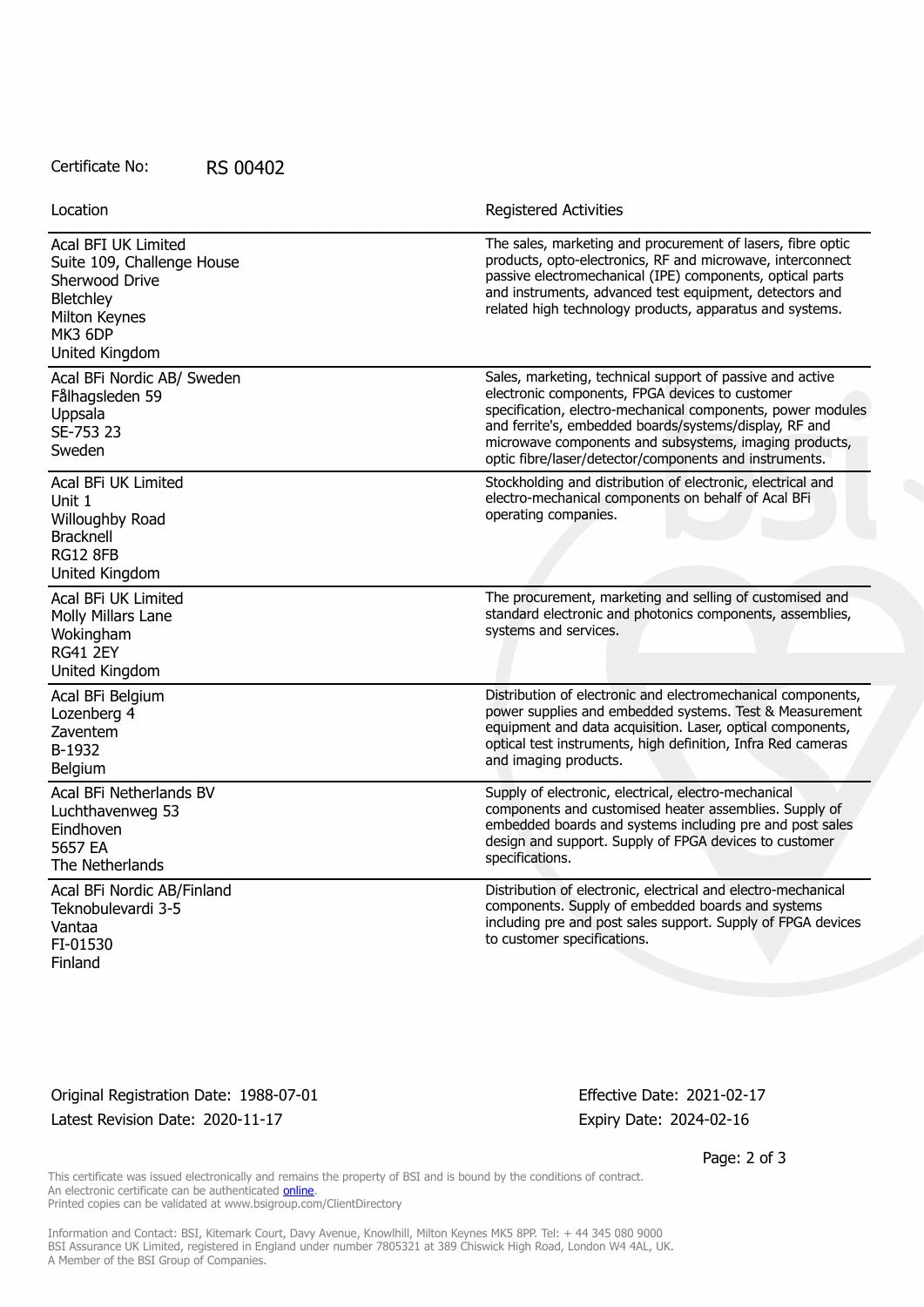Certificate No: RS 00402

| Location | Registered Activities |
| --- | --- |
| Acal BFI UK Limited<br>Suite 109, Challenge House<br>Sherwood Drive<br>Bletchley<br>Milton Keynes<br>MK3 6DP<br>United Kingdom | The sales, marketing and procurement of lasers, fibre optic products, opto-electronics, RF and microwave, interconnect passive electromechanical (IPE) components, optical parts and instruments, advanced test equipment, detectors and related high technology products, apparatus and systems. |
| Acal BFi Nordic AB/ Sweden<br>Fålhagsleden 59<br>Uppsala<br>SE-753 23<br>Sweden | Sales, marketing, technical support of passive and active electronic components, FPGA devices to customer specification, electro-mechanical components, power modules and ferrite's, embedded boards/systems/display, RF and microwave components and subsystems, imaging products, optic fibre/laser/detector/components and instruments. |
| Acal BFi UK Limited<br>Unit 1<br>Willoughby Road<br>Bracknell<br>RG12 8FB<br>United Kingdom | Stockholding and distribution of electronic, electrical and electro-mechanical components on behalf of Acal BFi operating companies. |
| Acal BFi UK Limited<br>Molly Millars Lane<br>Wokingham<br>RG41 2EY<br>United Kingdom | The procurement, marketing and selling of customised and standard electronic and photonics components, assemblies, systems and services. |
| Acal BFi Belgium<br>Lozenberg 4<br>Zaventem<br>B-1932<br>Belgium | Distribution of electronic and electromechanical components, power supplies and embedded systems. Test & Measurement equipment and data acquisition. Laser, optical components, optical test instruments, high definition, Infra Red cameras and imaging products. |
| Acal BFi Netherlands BV<br>Luchthavenweg 53<br>Eindhoven<br>5657 EA<br>The Netherlands | Supply of electronic, electrical, electro-mechanical components and customised heater assemblies. Supply of embedded boards and systems including pre and post sales design and support. Supply of FPGA devices to customer specifications. |
| Acal BFi Nordic AB/Finland<br>Teknobulevardi 3-5<br>Vantaa<br>FI-01530<br>Finland | Distribution of electronic, electrical and electro-mechanical components. Supply of embedded boards and systems including pre and post sales support. Supply of FPGA devices to customer specifications. |

Original Registration Date: 1988-07-01
Latest Revision Date: 2020-11-17

Effective Date: 2021-02-17
Expiry Date: 2024-02-16

This certificate was issued electronically and remains the property of BSI and is bound by the conditions of contract.
An electronic certificate can be authenticated online.
Printed copies can be validated at www.bsigroup.com/ClientDirectory

Information and Contact: BSI, Kitemark Court, Davy Avenue, Knowlhill, Milton Keynes MK5 8PP. Tel: + 44 345 080 9000
BSI Assurance UK Limited, registered in England under number 7805321 at 389 Chiswick High Road, London W4 4AL, UK.
A Member of the BSI Group of Companies.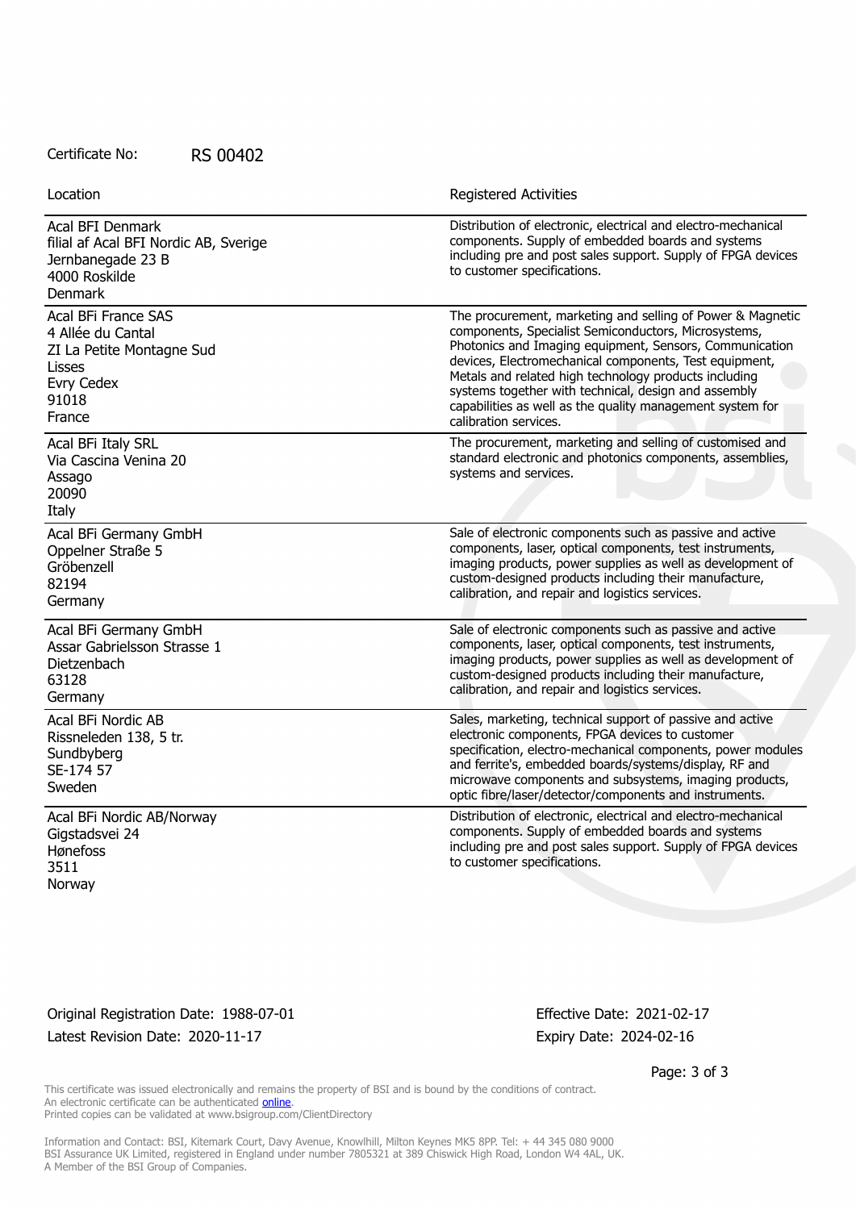Certificate No: RS 00402

| Location | Registered Activities |
| --- | --- |
| Acal BFI Denmark<br>filial af Acal BFI Nordic AB, Sverige<br>Jernbanegade 23 B<br>4000 Roskilde<br>Denmark | Distribution of electronic, electrical and electro-mechanical components. Supply of embedded boards and systems including pre and post sales support. Supply of FPGA devices to customer specifications. |
| Acal BFi France SAS<br>4 Allée du Cantal<br>ZI La Petite Montagne Sud<br>Lisses<br>Evry Cedex<br>91018<br>France | The procurement, marketing and selling of Power & Magnetic components, Specialist Semiconductors, Microsystems, Photonics and Imaging equipment, Sensors, Communication devices, Electromechanical components, Test equipment, Metals and related high technology products including systems together with technical, design and assembly capabilities as well as the quality management system for calibration services. |
| Acal BFi Italy SRL<br>Via Cascina Venina 20<br>Assago<br>20090<br>Italy | The procurement, marketing and selling of customised and standard electronic and photonics components, assemblies, systems and services. |
| Acal BFi Germany GmbH<br>Oppelner Straße 5<br>Gröbenzell<br>82194<br>Germany | Sale of electronic components such as passive and active components, laser, optical components, test instruments, imaging products, power supplies as well as development of custom-designed products including their manufacture, calibration, and repair and logistics services. |
| Acal BFi Germany GmbH<br>Assar Gabrielsson Strasse 1<br>Dietzenbach<br>63128<br>Germany | Sale of electronic components such as passive and active components, laser, optical components, test instruments, imaging products, power supplies as well as development of custom-designed products including their manufacture, calibration, and repair and logistics services. |
| Acal BFi Nordic AB<br>Rissneleden 138, 5 tr.<br>Sundbyberg<br>SE-174 57<br>Sweden | Sales, marketing, technical support of passive and active electronic components, FPGA devices to customer specification, electro-mechanical components, power modules and ferrite's, embedded boards/systems/display, RF and microwave components and subsystems, imaging products, optic fibre/laser/detector/components and instruments. |
| Acal BFi Nordic AB/Norway<br>Gigstadsvei 24<br>Hønefoss<br>3511<br>Norway | Distribution of electronic, electrical and electro-mechanical components. Supply of embedded boards and systems including pre and post sales support. Supply of FPGA devices to customer specifications. |

Original Registration Date: 1988-07-01

Latest Revision Date: 2020-11-17

Effective Date: 2021-02-17

Expiry Date: 2024-02-16

This certificate was issued electronically and remains the property of BSI and is bound by the conditions of contract.
An electronic certificate can be authenticated online.
Printed copies can be validated at www.bsigroup.com/ClientDirectory

Information and Contact: BSI, Kitemark Court, Davy Avenue, Knowlhill, Milton Keynes MK5 8PP. Tel: + 44 345 080 9000
BSI Assurance UK Limited, registered in England under number 7805321 at 389 Chiswick High Road, London W4 4AL, UK.
A Member of the BSI Group of Companies.